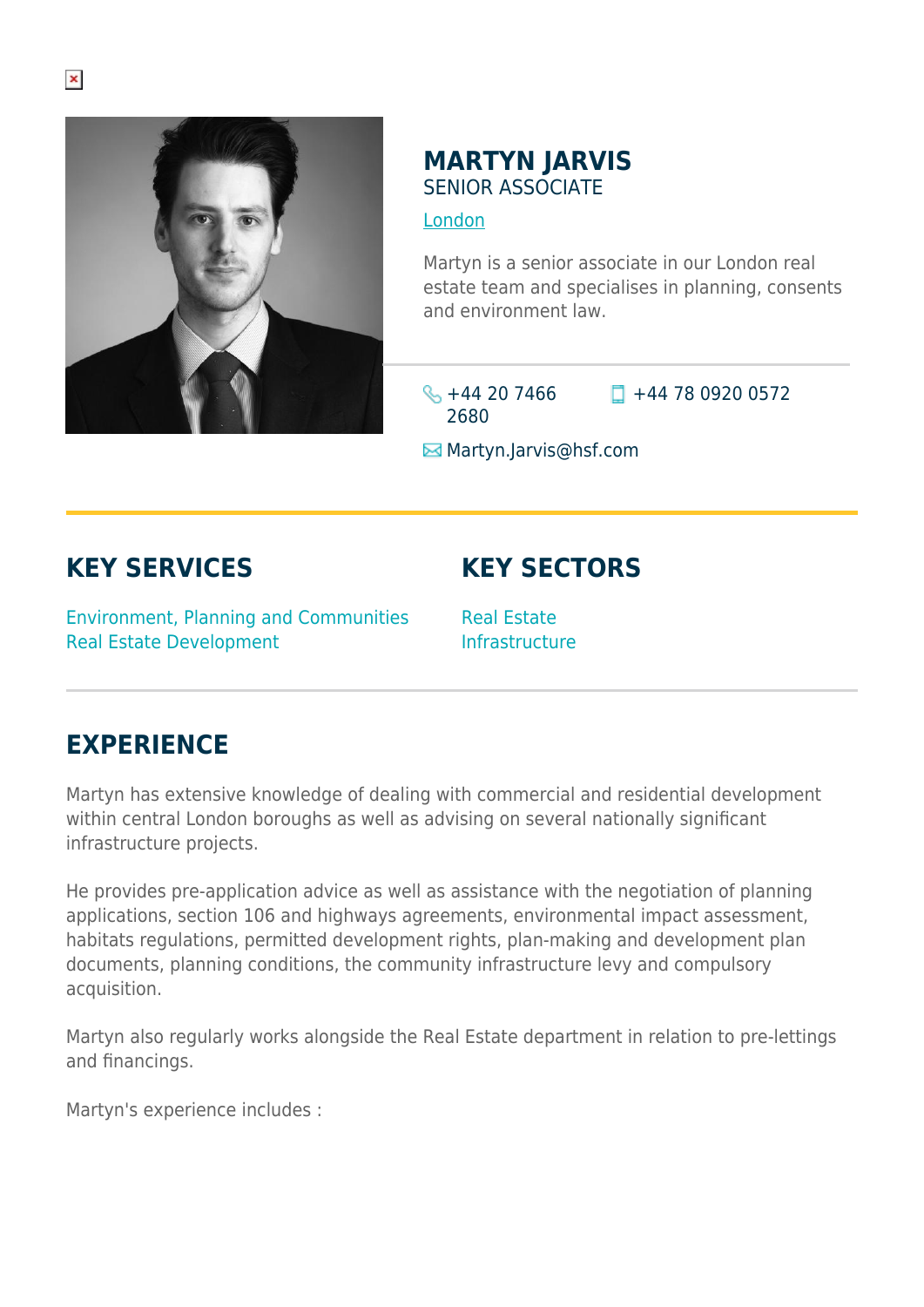# MARTYN JARVIS

SENIOR ASSOCIATE

London

Martyn is a senior associate in our London real estate team and specialises in planning, consents and environment law.

+44 20 7466 2680

+44 78 0920 0572

Martyn.Jarvis@hsf.com

## KEY SERVICES

Environment, Planning and Communities
Real Estate Development

## KEY SECTORS

Real Estate
Infrastructure

## EXPERIENCE

Martyn has extensive knowledge of dealing with commercial and residential development within central London boroughs as well as advising on several nationally significant infrastructure projects.

He provides pre-application advice as well as assistance with the negotiation of planning applications, section 106 and highways agreements, environmental impact assessment, habitats regulations, permitted development rights, plan-making and development plan documents, planning conditions, the community infrastructure levy and compulsory acquisition.

Martyn also regularly works alongside the Real Estate department in relation to pre-lettings and financings.

Martyn's experience includes :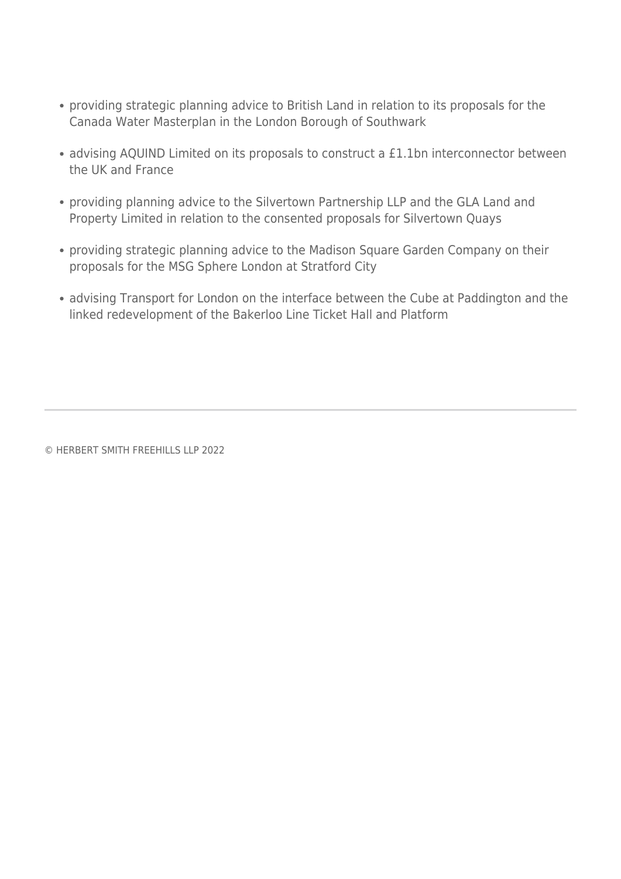- providing strategic planning advice to British Land in relation to its proposals for the Canada Water Masterplan in the London Borough of Southwark
- advising AQUIND Limited on its proposals to construct a £1.1bn interconnector between the UK and France
- providing planning advice to the Silvertown Partnership LLP and the GLA Land and Property Limited in relation to the consented proposals for Silvertown Quays
- providing strategic planning advice to the Madison Square Garden Company on their proposals for the MSG Sphere London at Stratford City
- advising Transport for London on the interface between the Cube at Paddington and the linked redevelopment of the Bakerloo Line Ticket Hall and Platform

---

© HERBERT SMITH FREEHILLS LLP 2022